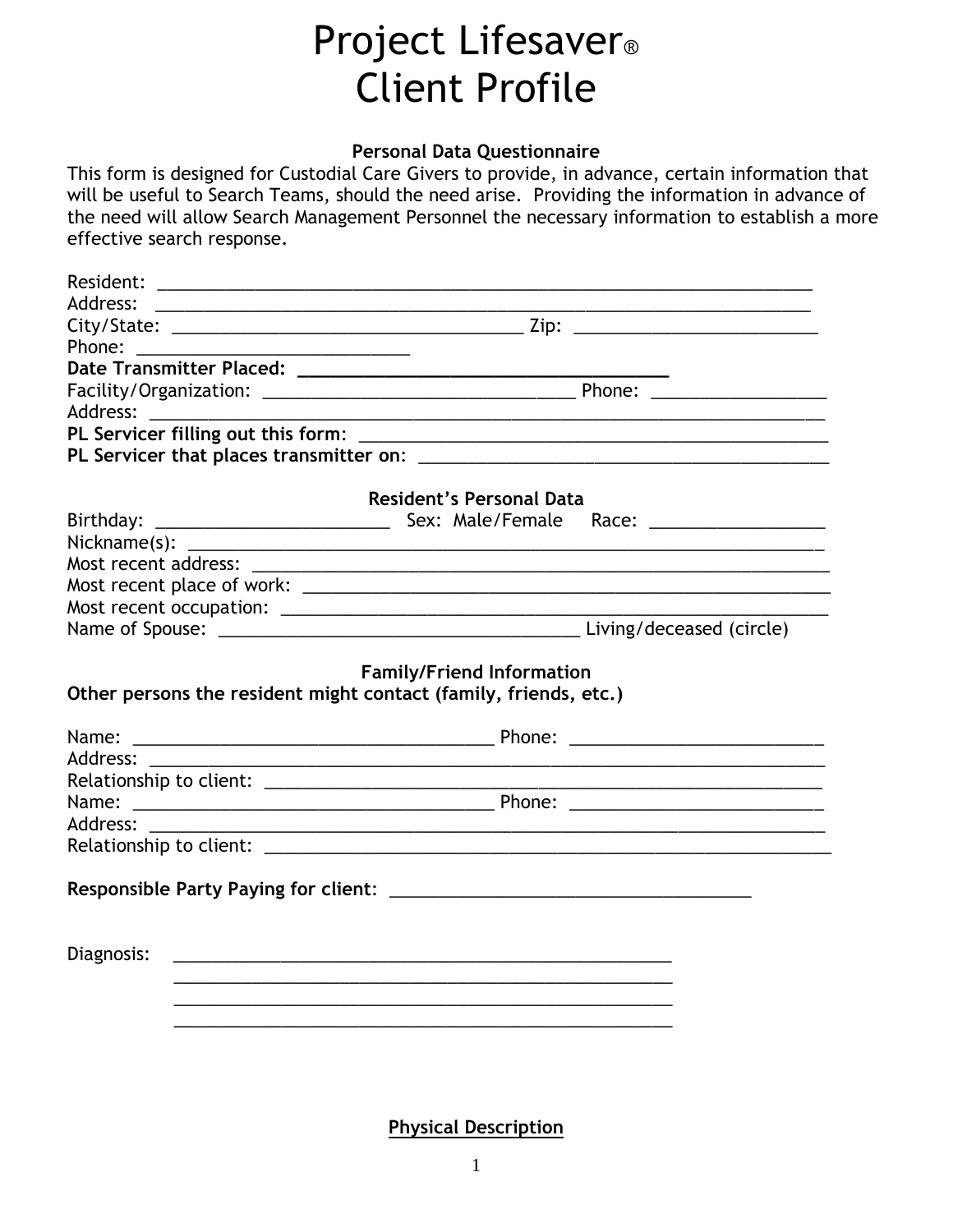# Project Lifesaver®
# Client Profile

**Personal Data Questionnaire**

This form is designed for Custodial Care Givers to provide, in advance, certain information that will be useful to Search Teams, should the need arise. Providing the information in advance of the need will allow Search Management Personnel the necessary information to establish a more effective search response.

Resident: ______________________________________________________________________

Address: ______________________________________________________________________

City/State: ____________________________________ Zip: __________________________

Phone: ___________________________

**Date Transmitter Placed: ____________________________________**

Facility/Organization: _________________________________ Phone: __________________

Address: _______________________________________________________________________

**PL Servicer filling out this form**: ______________________________________________

**PL Servicer that places transmitter on**: __________________________________________

**Resident's Personal Data**

Birthday: ________________________ Sex: Male/Female Race: __________________

Nickname(s): ____________________________________________________________________

Most recent address: ______________________________________________________________

Most recent place of work: _________________________________________________________

Most recent occupation: ____________________________________________________________

Name of Spouse: _____________________________________ Living/deceased (circle)

**Family/Friend Information**

**Other persons the resident might contact (family, friends, etc.)**

Name: _____________________________________ Phone: ___________________________

Address: _______________________________________________________________________

Relationship to client: _______________________________________________________

Name: _____________________________________ Phone: ___________________________

Address: _______________________________________________________________________

Relationship to client: ________________________________________________________

**Responsible Party Paying for client**: _____________________________________

Diagnosis: ____________________________________________________

____________________________________________________

____________________________________________________

____________________________________________________

**Physical Description**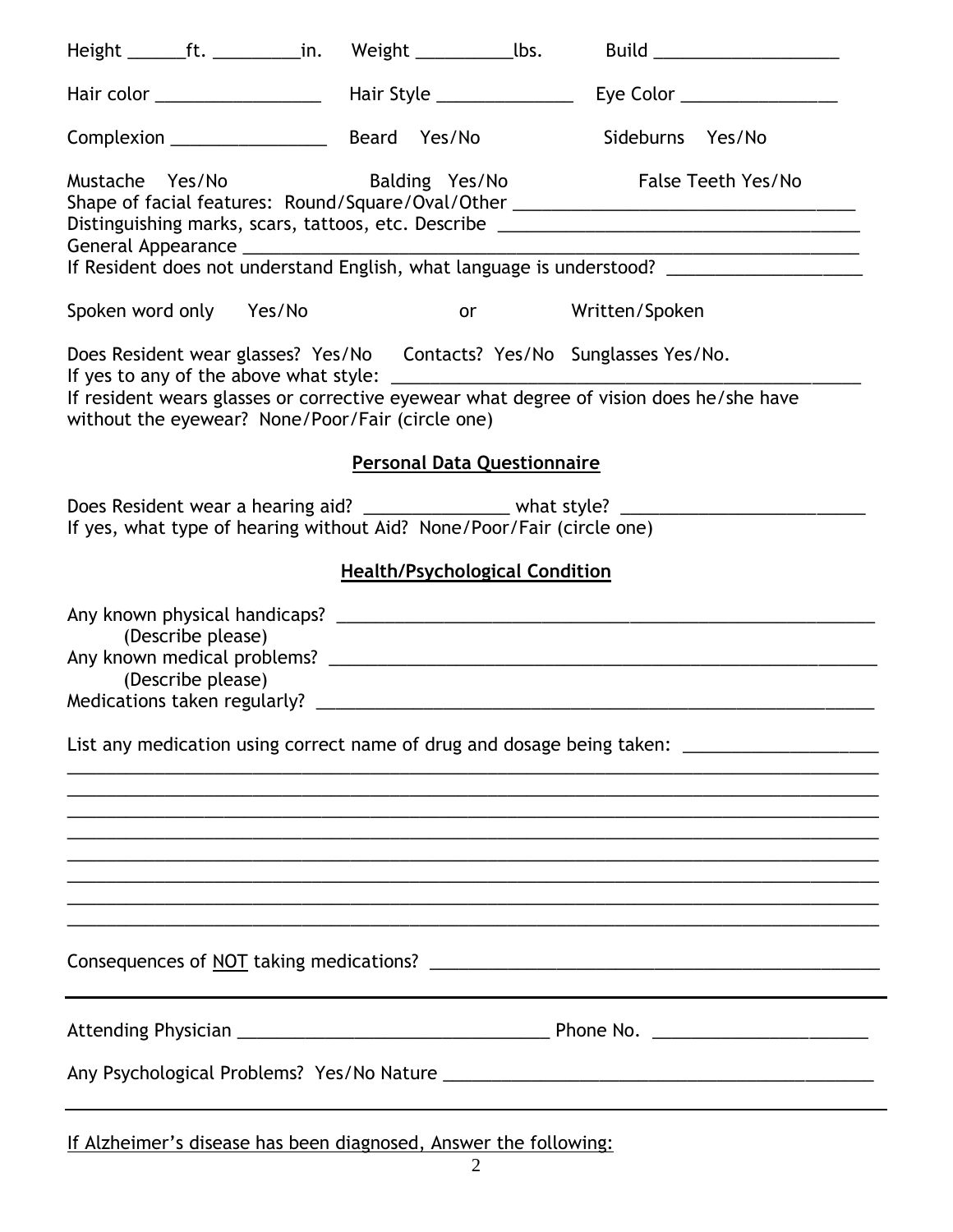Height ______ft. _________in.  Weight __________lbs.  Build ___________________

Hair color _________________  Hair Style ______________  Eye Color ________________

Complexion ________________  Beard Yes/No  Sideburns Yes/No

Mustache Yes/No  Balding Yes/No  False Teeth Yes/No

Shape of facial features: Round/Square/Oval/Other ___________________________________

Distinguishing marks, scars, tattoos, etc. Describe _____________________________________

General Appearance ______________________________________________________________

If Resident does not understand English, what language is understood? ____________________

Spoken word only Yes/No  or  Written/Spoken

Does Resident wear glasses? Yes/No  Contacts? Yes/No  Sunglasses Yes/No.

If yes to any of the above what style: ____________________________________________________

If resident wears glasses or corrective eyewear what degree of vision does he/she have without the eyewear? None/Poor/Fair (circle one)

## Personal Data Questionnaire

Does Resident wear a hearing aid? _______________ what style? __________________________

If yes, what type of hearing without Aid? None/Poor/Fair (circle one)

## Health/Psychological Condition

Any known physical handicaps? ____________________________________________________
(Describe please)

Any known medical problems? ____________________________________________________
(Describe please)

Medications taken regularly? ______________________________________________________

List any medication using correct name of drug and dosage being taken: ____________________

_____________________________________________________________________________________

_____________________________________________________________________________________

_____________________________________________________________________________________

_____________________________________________________________________________________

_____________________________________________________________________________________

_____________________________________________________________________________________

_____________________________________________________________________________________

_____________________________________________________________________________________

Consequences of NOT taking medications? ______________________________________________

---

Attending Physician __________________________________ Phone No. ______________________

Any Psychological Problems? Yes/No Nature ______________________________________________

---

If Alzheimer's disease has been diagnosed, Answer the following: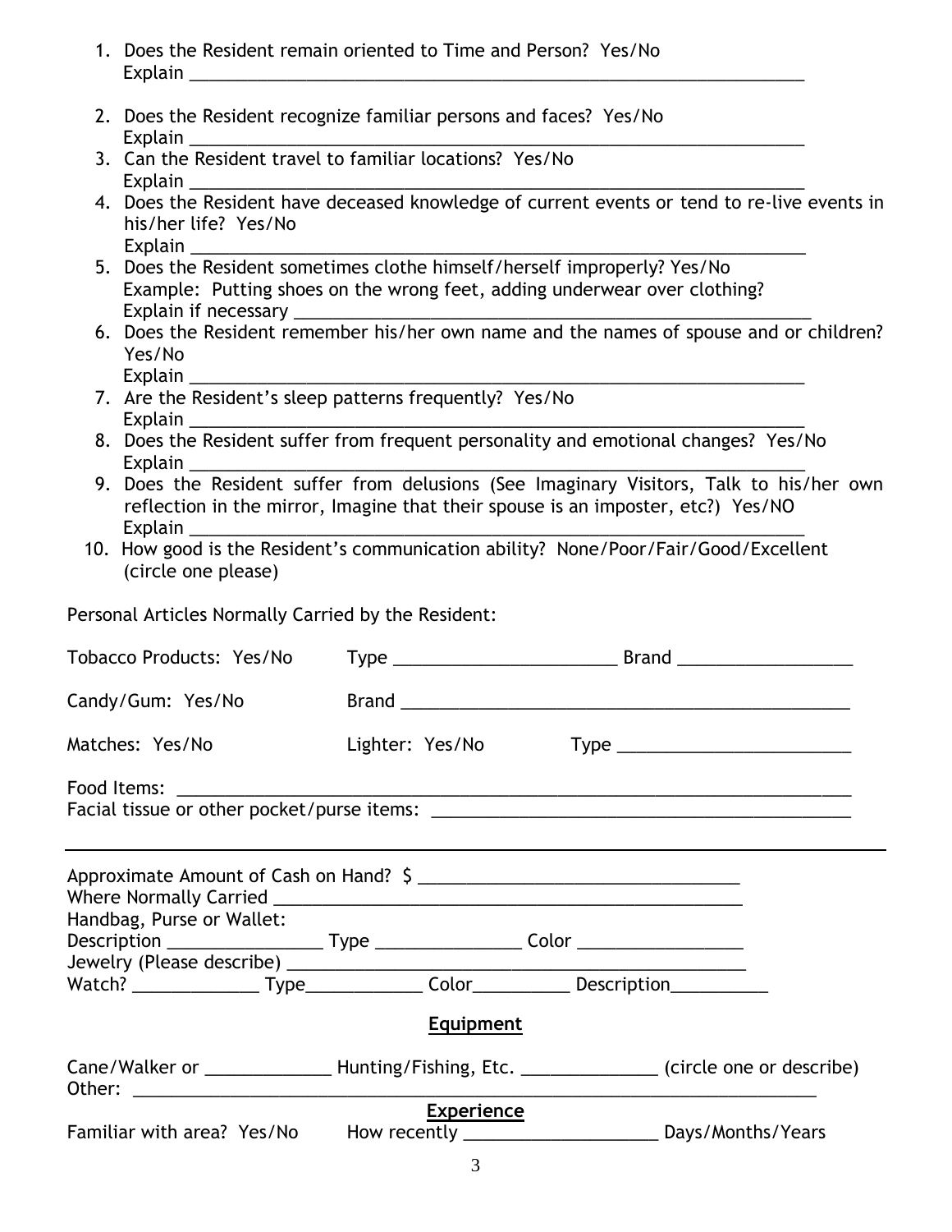1. Does the Resident remain oriented to Time and Person? Yes/No
   Explain ________________________________________________________________

2. Does the Resident recognize familiar persons and faces? Yes/No
   Explain ________________________________________________________________
3. Can the Resident travel to familiar locations? Yes/No
   Explain ________________________________________________________________
4. Does the Resident have deceased knowledge of current events or tend to re-live events in his/her life? Yes/No
   Explain ________________________________________________________________
5. Does the Resident sometimes clothe himself/herself improperly? Yes/No
   Example: Putting shoes on the wrong feet, adding underwear over clothing?
   Explain if necessary ____________________________________________________
6. Does the Resident remember his/her own name and the names of spouse and or children? Yes/No
   Explain ________________________________________________________________
7. Are the Resident's sleep patterns frequently? Yes/No
   Explain ________________________________________________________________
8. Does the Resident suffer from frequent personality and emotional changes? Yes/No
   Explain ________________________________________________________________
9. Does the Resident suffer from delusions (See Imaginary Visitors, Talk to his/her own reflection in the mirror, Imagine that their spouse is an imposter, etc?) Yes/NO
   Explain ________________________________________________________________
10. How good is the Resident's communication ability? None/Poor/Fair/Good/Excellent (circle one please)

Personal Articles Normally Carried by the Resident:

Tobacco Products: Yes/No Type ______________________ Brand _________________

Candy/Gum: Yes/No Brand ____________________________________________

Matches: Yes/No Lighter: Yes/No Type ______________________

Food Items: ______________________________________________________________
Facial tissue or other pocket/purse items: ___________________________________

---

Approximate Amount of Cash on Hand? $ ______________________________
Where Normally Carried ____________________________________________
Handbag, Purse or Wallet:
Description _______________ Type ______________ Color ________________
Jewelry (Please describe) ___________________________________________
Watch? _____________ Type____________ Color__________ Description__________

**Equipment**

Cane/Walker or _____________ Hunting/Fishing, Etc. ______________ (circle one or describe)
Other: _________________________________________________________________

**Experience**

Familiar with area? Yes/No How recently ___________________ Days/Months/Years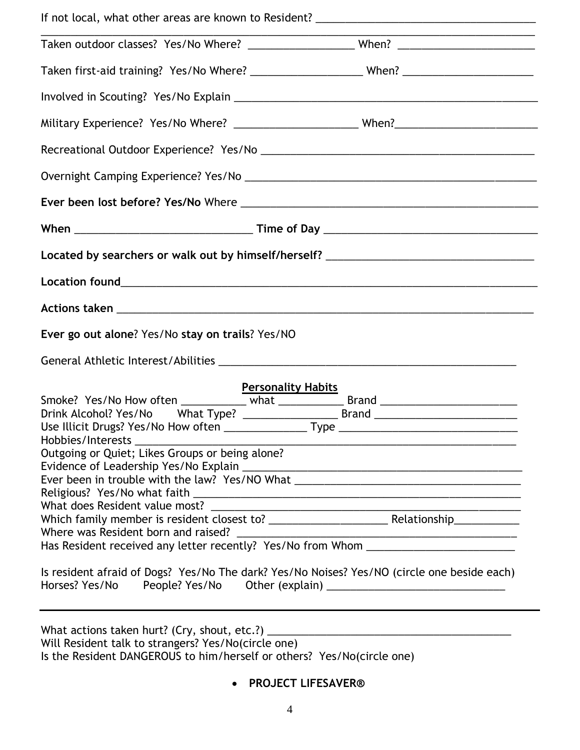If not local, what other areas are known to Resident? ____________________________________

____________________________________________________________________________________

Taken outdoor classes? Yes/No Where? _________________ When? _______________________

Taken first-aid training? Yes/No Where? ___________________ When? ______________________

Involved in Scouting? Yes/No Explain ______________________________________________________

Military Experience? Yes/No Where? _____________________ When?________________________

Recreational Outdoor Experience? Yes/No _______________________________________________

Overnight Camping Experience? Yes/No __________________________________________________

**Ever been lost before? Yes/No** Where ___________________________________________________

**When** ______________________________ **Time of Day** ____________________________________

**Located by searchers or walk out by himself/herself?** __________________________________

**Location found**________________________________________________________________________

**Actions taken** _________________________________________________________________________

**Ever go out alone**? Yes/No **stay on trails**? Yes/NO

General Athletic Interest/Abilities ____________________________________________________

**Personality Habits**

Smoke? Yes/No How often ___________ what ___________ Brand _______________________
Drink Alcohol? Yes/No What Type? ________________ Brand ________________________
Use Illicit Drugs? Yes/No How often ______________ Type ______________________________
Hobbies/Interests ___________________________________________________________________
Outgoing or Quiet; Likes Groups or being alone?
Evidence of Leadership Yes/No Explain _______________________________________________
Ever been in trouble with the law? Yes/NO What ______________________________________
Religious? Yes/No what faith ________________________________________________________
What does Resident value most? ____________________________________________________
Which family member is resident closest to? ____________________ Relationship___________
Where was Resident born and raised? _______________________________________________
Has Resident received any letter recently? Yes/No from Whom ________________________

Is resident afraid of Dogs? Yes/No The dark? Yes/No Noises? Yes/NO (circle one beside each)
Horses? Yes/No People? Yes/No Other (explain) ______________________________

---

What actions taken hurt? (Cry, shout, etc.?) _________________________________________
Will Resident talk to strangers? Yes/No(circle one)
Is the Resident DANGEROUS to him/herself or others? Yes/No(circle one)

- **PROJECT LIFESAVER®**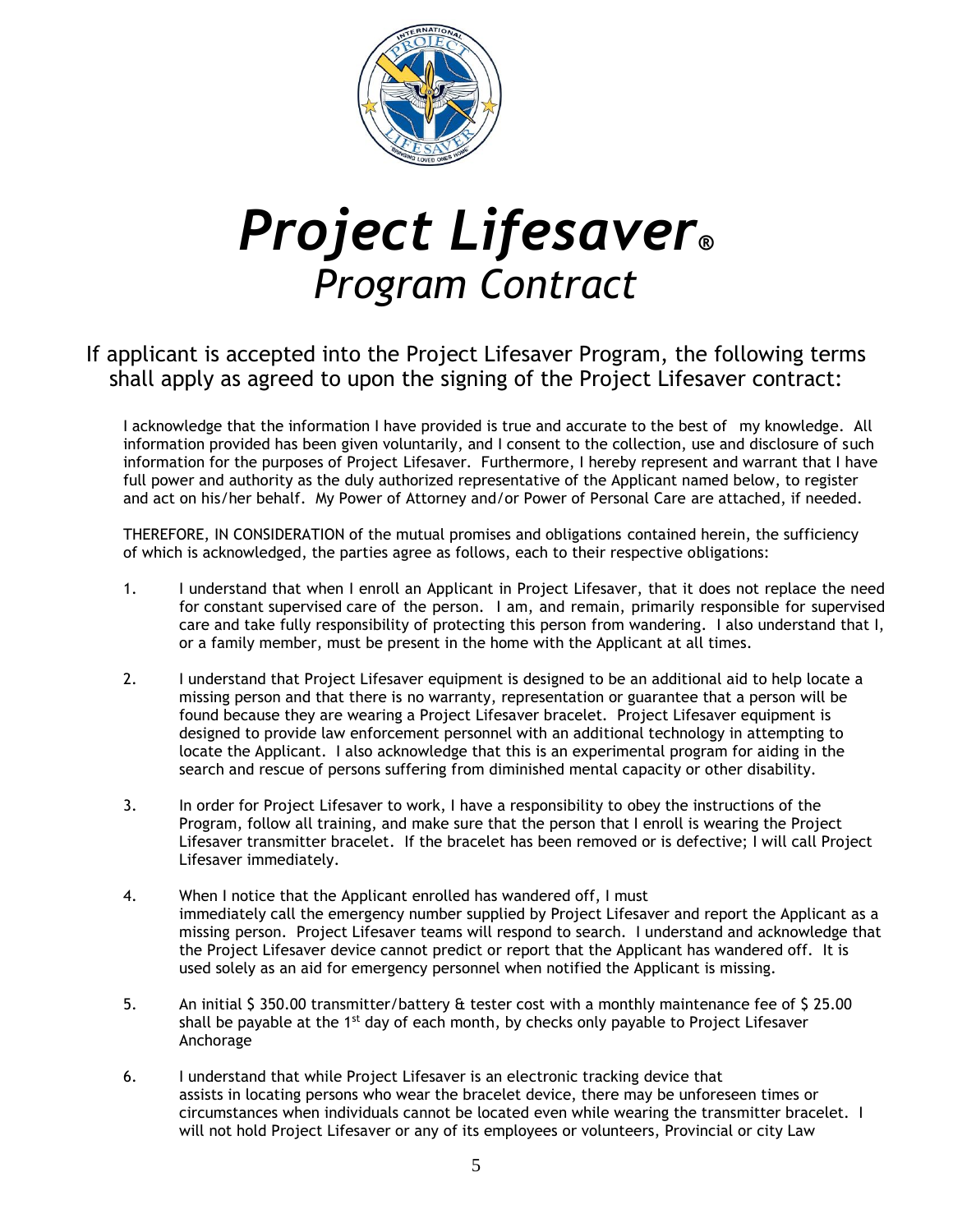# *Project Lifesaver®*
## *Program Contract*

If applicant is accepted into the Project Lifesaver Program, the following terms shall apply as agreed to upon the signing of the Project Lifesaver contract:

I acknowledge that the information I have provided is true and accurate to the best of my knowledge. All information provided has been given voluntarily, and I consent to the collection, use and disclosure of such information for the purposes of Project Lifesaver. Furthermore, I hereby represent and warrant that I have full power and authority as the duly authorized representative of the Applicant named below, to register and act on his/her behalf. My Power of Attorney and/or Power of Personal Care are attached, if needed.

THEREFORE, IN CONSIDERATION of the mutual promises and obligations contained herein, the sufficiency of which is acknowledged, the parties agree as follows, each to their respective obligations:

1. I understand that when I enroll an Applicant in Project Lifesaver, that it does not replace the need for constant supervised care of the person. I am, and remain, primarily responsible for supervised care and take fully responsibility of protecting this person from wandering. I also understand that I, or a family member, must be present in the home with the Applicant at all times.

2. I understand that Project Lifesaver equipment is designed to be an additional aid to help locate a missing person and that there is no warranty, representation or guarantee that a person will be found because they are wearing a Project Lifesaver bracelet. Project Lifesaver equipment is designed to provide law enforcement personnel with an additional technology in attempting to locate the Applicant. I also acknowledge that this is an experimental program for aiding in the search and rescue of persons suffering from diminished mental capacity or other disability.

3. In order for Project Lifesaver to work, I have a responsibility to obey the instructions of the Program, follow all training, and make sure that the person that I enroll is wearing the Project Lifesaver transmitter bracelet. If the bracelet has been removed or is defective; I will call Project Lifesaver immediately.

4. When I notice that the Applicant enrolled has wandered off, I must immediately call the emergency number supplied by Project Lifesaver and report the Applicant as a missing person. Project Lifesaver teams will respond to search. I understand and acknowledge that the Project Lifesaver device cannot predict or report that the Applicant has wandered off. It is used solely as an aid for emergency personnel when notified the Applicant is missing.

5. An initial $ 350.00 transmitter/battery & tester cost with a monthly maintenance fee of $ 25.00 shall be payable at the 1st day of each month, by checks only payable to Project Lifesaver Anchorage

6. I understand that while Project Lifesaver is an electronic tracking device that assists in locating persons who wear the bracelet device, there may be unforeseen times or circumstances when individuals cannot be located even while wearing the transmitter bracelet. I will not hold Project Lifesaver or any of its employees or volunteers, Provincial or city Law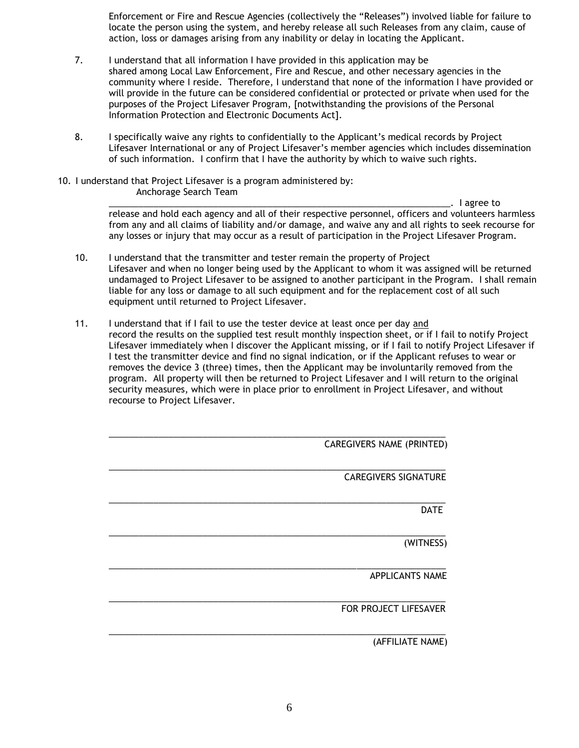Enforcement or Fire and Rescue Agencies (collectively the "Releases") involved liable for failure to locate the person using the system, and hereby release all such Releases from any claim, cause of action, loss or damages arising from any inability or delay in locating the Applicant.

7. I understand that all information I have provided in this application may be shared among Local Law Enforcement, Fire and Rescue, and other necessary agencies in the community where I reside. Therefore, I understand that none of the information I have provided or will provide in the future can be considered confidential or protected or private when used for the purposes of the Project Lifesaver Program, [notwithstanding the provisions of the Personal Information Protection and Electronic Documents Act].

8. I specifically waive any rights to confidentially to the Applicant's medical records by Project Lifesaver International or any of Project Lifesaver's member agencies which includes dissemination of such information. I confirm that I have the authority by which to waive such rights.

10. I understand that Project Lifesaver is a program administered by:
Anchorage Search Team
\_\_\_\_\_\_\_\_\_\_\_\_\_\_\_\_\_\_\_\_\_\_\_\_\_\_\_\_\_\_\_\_\_\_\_\_\_\_\_\_\_\_\_\_\_\_\_\_\_\_\_\_\_\_\_\_\_\_\_\_\_\_\_\_\_\_\_\_\_\_. I agree to release and hold each agency and all of their respective personnel, officers and volunteers harmless from any and all claims of liability and/or damage, and waive any and all rights to seek recourse for any losses or injury that may occur as a result of participation in the Project Lifesaver Program.

10. I understand that the transmitter and tester remain the property of Project Lifesaver and when no longer being used by the Applicant to whom it was assigned will be returned undamaged to Project Lifesaver to be assigned to another participant in the Program. I shall remain liable for any loss or damage to all such equipment and for the replacement cost of all such equipment until returned to Project Lifesaver.

11. I understand that if I fail to use the tester device at least once per day <u>and</u> record the results on the supplied test result monthly inspection sheet, or if I fail to notify Project Lifesaver immediately when I discover the Applicant missing, or if I fail to notify Project Lifesaver if I test the transmitter device and find no signal indication, or if the Applicant refuses to wear or removes the device 3 (three) times, then the Applicant may be involuntarily removed from the program. All property will then be returned to Project Lifesaver and I will return to the original security measures, which were in place prior to enrollment in Project Lifesaver, and without recourse to Project Lifesaver.

\_\_\_\_\_\_\_\_\_\_\_\_\_\_\_\_\_\_\_\_\_\_\_\_\_\_\_\_\_\_\_\_\_\_\_\_\_\_\_\_\_\_\_\_\_\_\_\_\_\_\_\_\_\_\_\_\_\_\_\_\_\_\_\_
CAREGIVERS NAME (PRINTED)

\_\_\_\_\_\_\_\_\_\_\_\_\_\_\_\_\_\_\_\_\_\_\_\_\_\_\_\_\_\_\_\_\_\_\_\_\_\_\_\_\_\_\_\_\_\_\_\_\_\_\_\_\_\_\_\_\_\_\_\_\_\_\_\_
CAREGIVERS SIGNATURE

\_\_\_\_\_\_\_\_\_\_\_\_\_\_\_\_\_\_\_\_\_\_\_\_\_\_\_\_\_\_\_\_\_\_\_\_\_\_\_\_\_\_\_\_\_\_\_\_\_\_\_\_\_\_\_\_\_\_\_\_\_\_\_\_
DATE

\_\_\_\_\_\_\_\_\_\_\_\_\_\_\_\_\_\_\_\_\_\_\_\_\_\_\_\_\_\_\_\_\_\_\_\_\_\_\_\_\_\_\_\_\_\_\_\_\_\_\_\_\_\_\_\_\_\_\_\_\_\_\_\_
(WITNESS)

\_\_\_\_\_\_\_\_\_\_\_\_\_\_\_\_\_\_\_\_\_\_\_\_\_\_\_\_\_\_\_\_\_\_\_\_\_\_\_\_\_\_\_\_\_\_\_\_\_\_\_\_\_\_\_\_\_\_\_\_\_\_\_\_
APPLICANTS NAME

\_\_\_\_\_\_\_\_\_\_\_\_\_\_\_\_\_\_\_\_\_\_\_\_\_\_\_\_\_\_\_\_\_\_\_\_\_\_\_\_\_\_\_\_\_\_\_\_\_\_\_\_\_\_\_\_\_\_\_\_\_\_\_\_
FOR PROJECT LIFESAVER

\_\_\_\_\_\_\_\_\_\_\_\_\_\_\_\_\_\_\_\_\_\_\_\_\_\_\_\_\_\_\_\_\_\_\_\_\_\_\_\_\_\_\_\_\_\_\_\_\_\_\_\_\_\_\_\_\_\_\_\_\_\_\_\_
(AFFILIATE NAME)